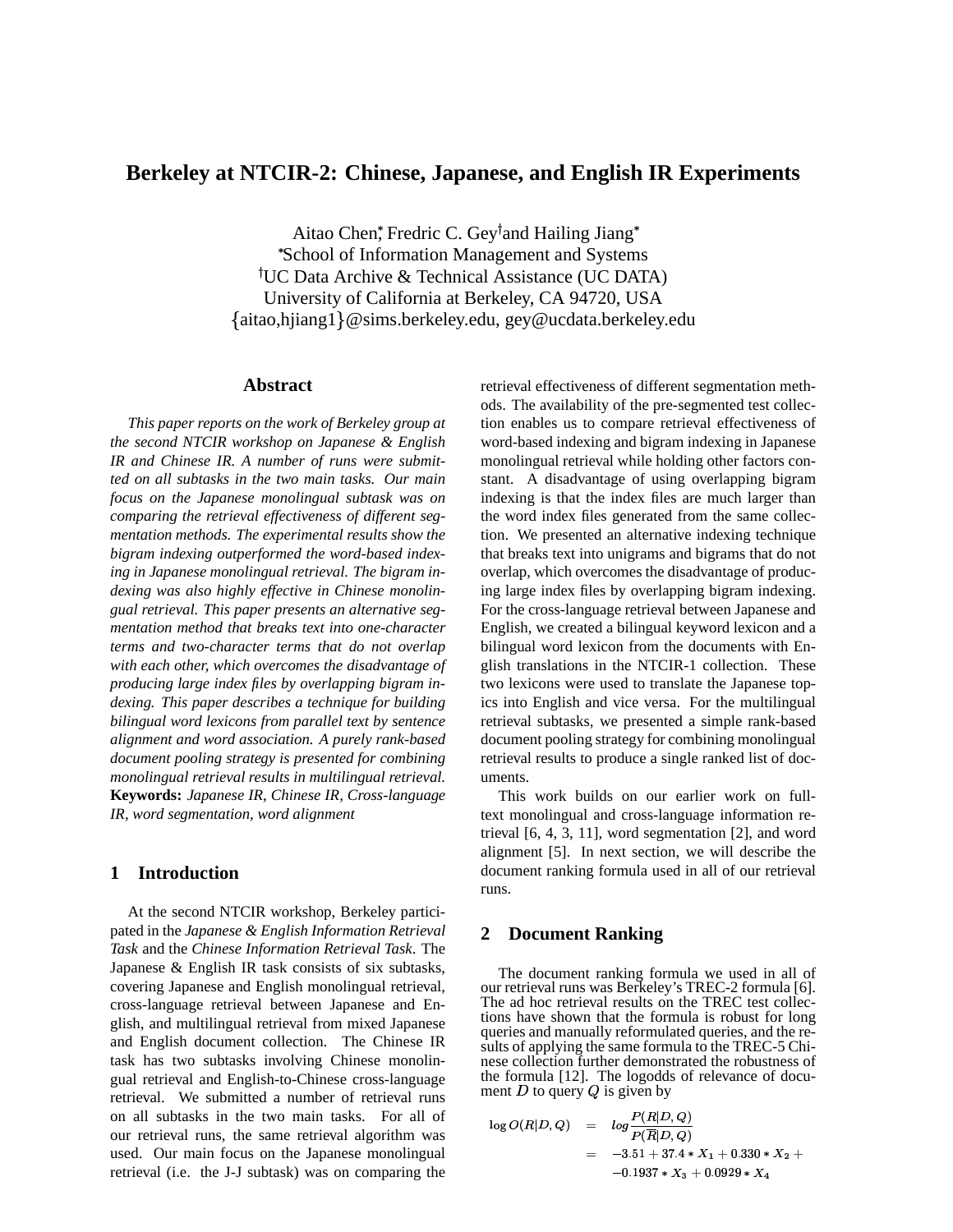# Berkeley at NTCIR-2: Chinese, Japanese, and English IR Experiments

Aitao Chen*, Fredric C. Gey† and Hailing Jiang*

*School of Information Management and Systems

†UC Data Archive & Technical Assistance (UC DATA)

University of California at Berkeley, CA 94720, USA

{aitao,hjiang1}@sims.berkeley.edu, gey@ucdata.berkeley.edu

## Abstract

*This paper reports on the work of Berkeley group at the second NTCIR workshop on Japanese & English IR and Chinese IR. A number of runs were submitted on all subtasks in the two main tasks. Our main focus on the Japanese monolingual subtask was on comparing the retrieval effectiveness of different segmentation methods. The experimental results show the bigram indexing outperformed the word-based indexing in Japanese monolingual retrieval. The bigram indexing was also highly effective in Chinese monolingual retrieval. This paper presents an alternative segmentation method that breaks text into one-character terms and two-character terms that do not overlap with each other, which overcomes the disadvantage of producing large index files by overlapping bigram indexing. This paper describes a technique for building bilingual word lexicons from parallel text by sentence alignment and word association. A purely rank-based document pooling strategy is presented for combining monolingual retrieval results in multilingual retrieval.*

**Keywords:** *Japanese IR, Chinese IR, Cross-language IR, word segmentation, word alignment*

## 1 Introduction

At the second NTCIR workshop, Berkeley participated in the *Japanese & English Information Retrieval Task* and the *Chinese Information Retrieval Task*. The Japanese & English IR task consists of six subtasks, covering Japanese and English monolingual retrieval, cross-language retrieval between Japanese and English, and multilingual retrieval from mixed Japanese and English document collection. The Chinese IR task has two subtasks involving Chinese monolingual retrieval and English-to-Chinese cross-language retrieval. We submitted a number of retrieval runs on all subtasks in the two main tasks. For all of our retrieval runs, the same retrieval algorithm was used. Our main focus on the Japanese monolingual retrieval (i.e. the J-J subtask) was on comparing the retrieval effectiveness of different segmentation methods. The availability of the pre-segmented test collection enables us to compare retrieval effectiveness of word-based indexing and bigram indexing in Japanese monolingual retrieval while holding other factors constant. A disadvantage of using overlapping bigram indexing is that the index files are much larger than the word index files generated from the same collection. We presented an alternative indexing technique that breaks text into unigrams and bigrams that do not overlap, which overcomes the disadvantage of producing large index files by overlapping bigram indexing. For the cross-language retrieval between Japanese and English, we created a bilingual keyword lexicon and a bilingual word lexicon from the documents with English translations in the NTCIR-1 collection. These two lexicons were used to translate the Japanese topics into English and vice versa. For the multilingual retrieval subtasks, we presented a simple rank-based document pooling strategy for combining monolingual retrieval results to produce a single ranked list of documents.

This work builds on our earlier work on full-text monolingual and cross-language information retrieval [6, 4, 3, 11], word segmentation [2], and word alignment [5]. In next section, we will describe the document ranking formula used in all of our retrieval runs.

## 2 Document Ranking

The document ranking formula we used in all of our retrieval runs was Berkeley's TREC-2 formula [6]. The ad hoc retrieval results on the TREC test collections have shown that the formula is robust for long queries and manually reformulated queries, and the results of applying the same formula to the TREC-5 Chinese collection further demonstrated the robustness of the formula [12]. The logodds of relevance of document $D$ to query $Q$ is given by

$$\begin{aligned} \log O(R|D,Q) &= log\frac{P(R|D,Q)}{P(\overline{R}|D,Q)} \\ &= -3.51 + 37.4 * X_1 + 0.330 * X_2 + \\ &\quad -0.1937 * X_3 + 0.0929 * X_4 \end{aligned}$$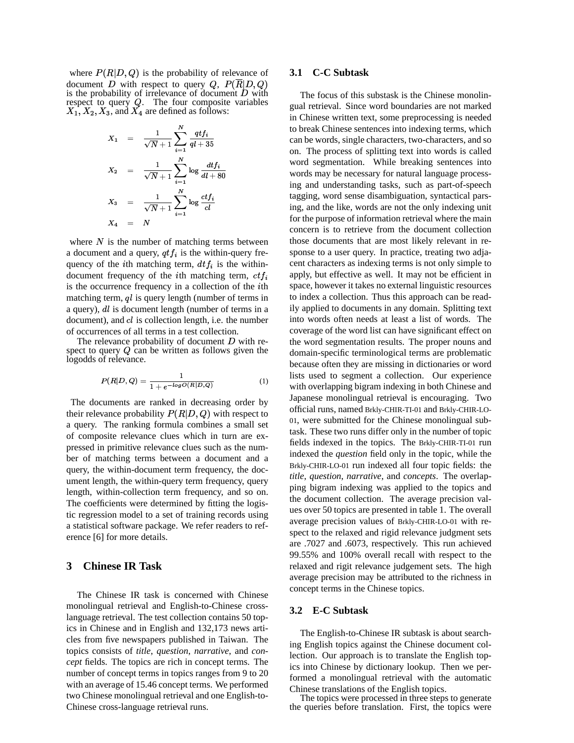where $P(R|D,Q)$ is the probability of relevance of document $D$ with respect to query $Q$, $P(\overline{R}|D,Q)$ is the probability of irrelevance of document $D$ with respect to query $Q$. The four composite variables $X_1, X_2, X_3$, and $X_4$ are defined as follows:

$$
\begin{aligned}
X_1 &= \frac{1}{\sqrt{N}+1}\sum_{i=1}^{N}\frac{qtf_i}{ql+35} \\
X_2 &= \frac{1}{\sqrt{N}+1}\sum_{i=1}^{N}\log\frac{dtf_i}{dl+80} \\
X_3 &= \frac{1}{\sqrt{N}+1}\sum_{i=1}^{N}\log\frac{ctf_i}{cl} \\
X_4 &= N
\end{aligned}
$$

where $N$ is the number of matching terms between a document and a query, $qtf_i$ is the within-query frequency of the $i$th matching term, $dtf_i$ is the within-document frequency of the $i$th matching term, $ctf_i$ is the occurrence frequency in a collection of the $i$th matching term, $ql$ is query length (number of terms in a query), $dl$ is document length (number of terms in a document), and $cl$ is collection length, i.e. the number of occurrences of all terms in a test collection.

The relevance probability of document $D$ with respect to query $Q$ can be written as follows given the logodds of relevance.

$$
P(R|D,Q) = \frac{1}{1+e^{-logO(R|D,Q)}} \tag{1}
$$

The documents are ranked in decreasing order by their relevance probability $P(R|D,Q)$ with respect to a query. The ranking formula combines a small set of composite relevance clues which in turn are expressed in primitive relevance clues such as the number of matching terms between a document and a query, the within-document term frequency, the document length, the within-query term frequency, query length, within-collection term frequency, and so on. The coefficients were determined by fitting the logistic regression model to a set of training records using a statistical software package. We refer readers to reference [6] for more details.

## 3 Chinese IR Task

The Chinese IR task is concerned with Chinese monolingual retrieval and English-to-Chinese cross-language retrieval. The test collection contains 50 topics in Chinese and in English and 132,173 news articles from five newspapers published in Taiwan. The topics consists of *title*, *question*, *narrative*, and *concept* fields. The topics are rich in concept terms. The number of concept terms in topics ranges from 9 to 20 with an average of 15.46 concept terms. We performed two Chinese monolingual retrieval and one English-to-Chinese cross-language retrieval runs.

### 3.1 C-C Subtask

The focus of this substask is the Chinese monolingual retrieval. Since word boundaries are not marked in Chinese written text, some preprocessing is needed to break Chinese sentences into indexing terms, which can be words, single characters, two-characters, and so on. The process of splitting text into words is called word segmentation. While breaking sentences into words may be necessary for natural language processing and understanding tasks, such as part-of-speech tagging, word sense disambiguation, syntactical parsing, and the like, words are not the only indexing unit for the purpose of information retrieval where the main concern is to retrieve from the document collection those documents that are most likely relevant in response to a user query. In practice, treating two adjacent characters as indexing terms is not only simple to apply, but effective as well. It may not be efficient in space, however it takes no external linguistic resources to index a collection. Thus this approach can be readily applied to documents in any domain. Splitting text into words often needs at least a list of words. The coverage of the word list can have significant effect on the word segmentation results. The proper nouns and domain-specific terminological terms are problematic because often they are missing in dictionaries or word lists used to segment a collection. Our experience with overlapping bigram indexing in both Chinese and Japanese monolingual retrieval is encouraging. Two official runs, named Brkly-CHIR-TI-01 and Brkly-CHIR-LO-01, were submitted for the Chinese monolingual subtask. These two runs differ only in the number of topic fields indexed in the topics. The Brkly-CHIR-TI-01 run indexed the *question* field only in the topic, while the Brkly-CHIR-LO-01 run indexed all four topic fields: the *title*, *question*, *narrative*, and *concepts*. The overlapping bigram indexing was applied to the topics and the document collection. The average precision values over 50 topics are presented in table 1. The overall average precision values of Brkly-CHIR-LO-01 with respect to the relaxed and rigid relevance judgment sets are .7027 and .6073, respectively. This run achieved 99.55% and 100% overall recall with respect to the relaxed and rigit relevance judgement sets. The high average precision may be attributed to the richness in concept terms in the Chinese topics.

### 3.2 E-C Subtask

The English-to-Chinese IR subtask is about searching English topics against the Chinese document collection. Our approach is to translate the English topics into Chinese by dictionary lookup. Then we performed a monolingual retrieval with the automatic Chinese translations of the English topics.

The topics were processed in three steps to generate the queries before translation. First, the topics were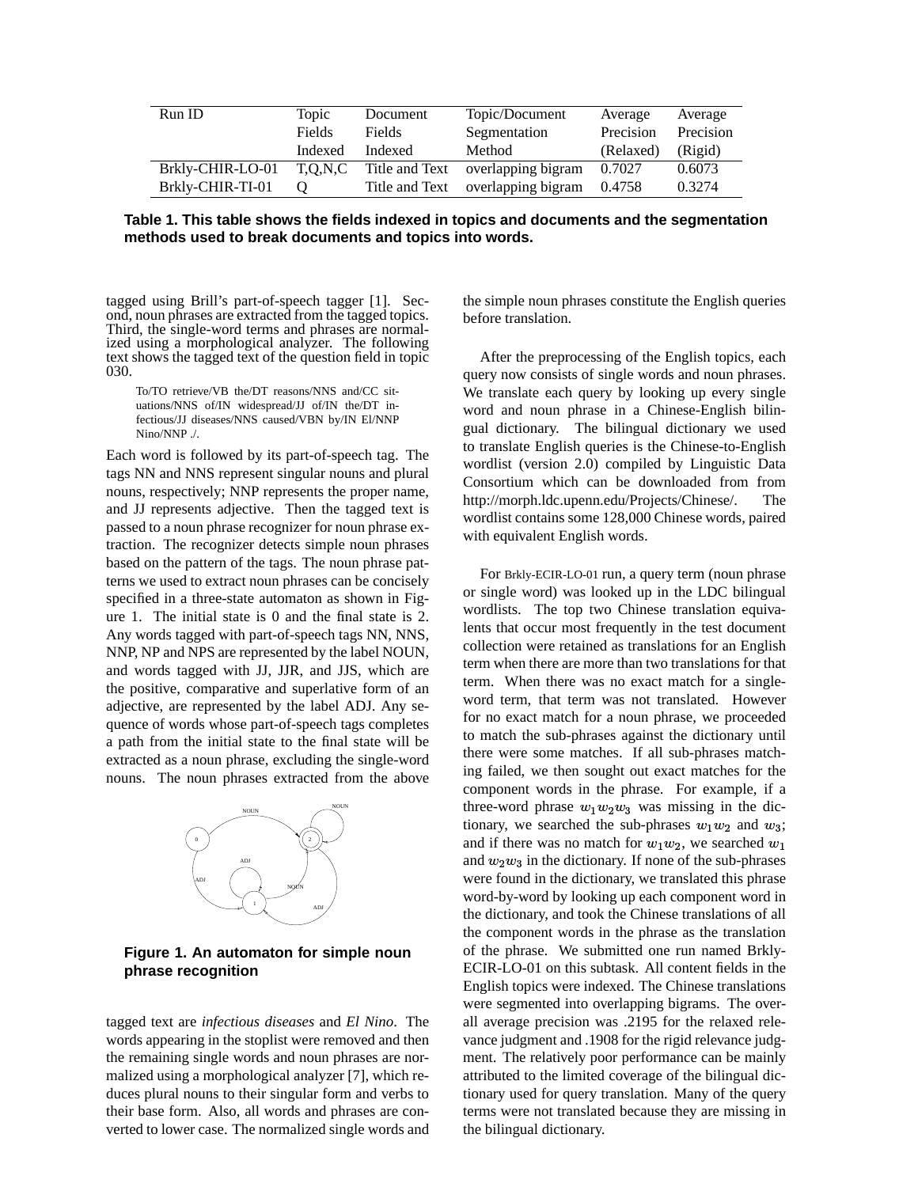| Run ID | Topic Fields Indexed | Document Fields Indexed | Topic/Document Segmentation Method | Average Precision (Relaxed) | Average Precision (Rigid) |
|---|---|---|---|---|---|
| Brkly-CHIR-LO-01 | T,Q,N,C | Title and Text | overlapping bigram | 0.7027 | 0.6073 |
| Brkly-CHIR-TI-01 | Q | Title and Text | overlapping bigram | 0.4758 | 0.3274 |

**Table 1. This table shows the fields indexed in topics and documents and the segmentation methods used to break documents and topics into words.**

tagged using Brill's part-of-speech tagger [1]. Second, noun phrases are extracted from the tagged topics. Third, the single-word terms and phrases are normalized using a morphological analyzer. The following text shows the tagged text of the question field in topic 030.

> To/TO retrieve/VB the/DT reasons/NNS and/CC situations/NNS of/IN widespread/JJ of/IN the/DT infectious/JJ diseases/NNS caused/VBN by/IN El/NNP Nino/NNP ./.

Each word is followed by its part-of-speech tag. The tags NN and NNS represent singular nouns and plural nouns, respectively; NNP represents the proper name, and JJ represents adjective. Then the tagged text is passed to a noun phrase recognizer for noun phrase extraction. The recognizer detects simple noun phrases based on the pattern of the tags. The noun phrase patterns we used to extract noun phrases can be concisely specified in a three-state automaton as shown in Figure 1. The initial state is 0 and the final state is 2. Any words tagged with part-of-speech tags NN, NNS, NNP, NP and NPS are represented by the label NOUN, and words tagged with JJ, JJR, and JJS, which are the positive, comparative and superlative form of an adjective, are represented by the label ADJ. Any sequence of words whose part-of-speech tags completes a path from the initial state to the final state will be extracted as a noun phrase, excluding the single-word nouns. The noun phrases extracted from the above

**Figure 1. An automaton for simple noun phrase recognition**

tagged text are *infectious diseases* and *El Nino*. The words appearing in the stoplist were removed and then the remaining single words and noun phrases are normalized using a morphological analyzer [7], which reduces plural nouns to their singular form and verbs to their base form. Also, all words and phrases are converted to lower case. The normalized single words and the simple noun phrases constitute the English queries before translation.

After the preprocessing of the English topics, each query now consists of single words and noun phrases. We translate each query by looking up every single word and noun phrase in a Chinese-English bilingual dictionary. The bilingual dictionary we used to translate English queries is the Chinese-to-English wordlist (version 2.0) compiled by Linguistic Data Consortium which can be downloaded from from http://morph.ldc.upenn.edu/Projects/Chinese/. The wordlist contains some 128,000 Chinese words, paired with equivalent English words.

For Brkly-ECIR-LO-01 run, a query term (noun phrase or single word) was looked up in the LDC bilingual wordlists. The top two Chinese translation equivalents that occur most frequently in the test document collection were retained as translations for an English term when there are more than two translations for that term. When there was no exact match for a single-word term, that term was not translated. However for no exact match for a noun phrase, we proceeded to match the sub-phrases against the dictionary until there were some matches. If all sub-phrases matching failed, we then sought out exact matches for the component words in the phrase. For example, if a three-word phrase $w_1 w_2 w_3$ was missing in the dictionary, we searched the sub-phrases $w_1 w_2$ and $w_3$; and if there was no match for $w_1 w_2$, we searched $w_1$ and $w_2 w_3$ in the dictionary. If none of the sub-phrases were found in the dictionary, we translated this phrase word-by-word by looking up each component word in the dictionary, and took the Chinese translations of all the component words in the phrase as the translation of the phrase. We submitted one run named Brkly-ECIR-LO-01 on this subtask. All content fields in the English topics were indexed. The Chinese translations were segmented into overlapping bigrams. The overall average precision was .2195 for the relaxed relevance judgment and .1908 for the rigid relevance judgment. The relatively poor performance can be mainly attributed to the limited coverage of the bilingual dictionary used for query translation. Many of the query terms were not translated because they are missing in the bilingual dictionary.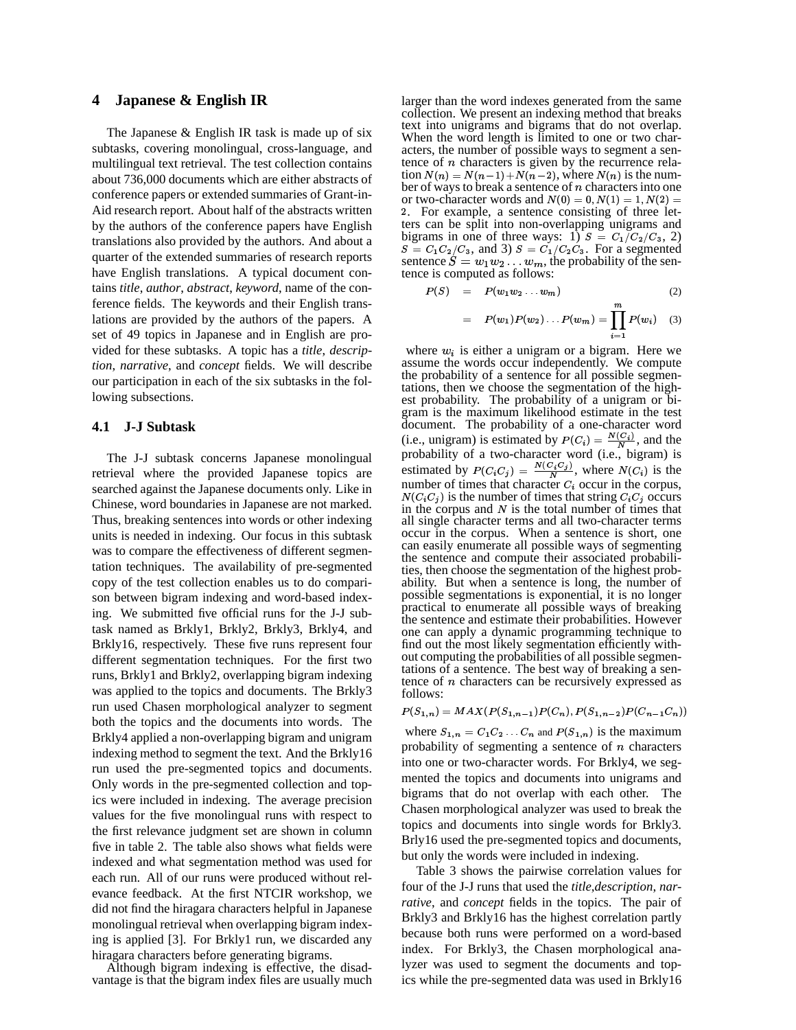## 4 Japanese & English IR

The Japanese & English IR task is made up of six subtasks, covering monolingual, cross-language, and multilingual text retrieval. The test collection contains about 736,000 documents which are either abstracts of conference papers or extended summaries of Grant-in-Aid research report. About half of the abstracts written by the authors of the conference papers have English translations also provided by the authors. And about a quarter of the extended summaries of research reports have English translations. A typical document contains *title*, *author*, *abstract*, *keyword*, name of the conference fields. The keywords and their English translations are provided by the authors of the papers. A set of 49 topics in Japanese and in English are provided for these subtasks. A topic has a *title*, *description*, *narrative*, and *concept* fields. We will describe our participation in each of the six subtasks in the following subsections.

### 4.1 J-J Subtask

The J-J subtask concerns Japanese monolingual retrieval where the provided Japanese topics are searched against the Japanese documents only. Like in Chinese, word boundaries in Japanese are not marked. Thus, breaking sentences into words or other indexing units is needed in indexing. Our focus in this subtask was to compare the effectiveness of different segmentation techniques. The availability of pre-segmented copy of the test collection enables us to do comparison between bigram indexing and word-based indexing. We submitted five official runs for the J-J subtask named as Brkly1, Brkly2, Brkly3, Brkly4, and Brkly16, respectively. These five runs represent four different segmentation techniques. For the first two runs, Brkly1 and Brkly2, overlapping bigram indexing was applied to the topics and documents. The Brkly3 run used Chasen morphological analyzer to segment both the topics and the documents into words. The Brkly4 applied a non-overlapping bigram and unigram indexing method to segment the text. And the Brkly16 run used the pre-segmented topics and documents. Only words in the pre-segmented collection and topics were included in indexing. The average precision values for the five monolingual runs with respect to the first relevance judgment set are shown in column five in table 2. The table also shows what fields were indexed and what segmentation method was used for each run. All of our runs were produced without relevance feedback. At the first NTCIR workshop, we did not find the hiragara characters helpful in Japanese monolingual retrieval when overlapping bigram indexing is applied [3]. For Brkly1 run, we discarded any hiragara characters before generating bigrams.

Although bigram indexing is effective, the disadvantage is that the bigram index files are usually much larger than the word indexes generated from the same collection. We present an indexing method that breaks text into unigrams and bigrams that do not overlap. When the word length is limited to one or two characters, the number of possible ways to segment a sentence of $n$ characters is given by the recurrence relation $N(n) = N(n-1) + N(n-2)$, where $N(n)$ is the number of ways to break a sentence of $n$ characters into one or two-character words and $N(0) = 0, N(1) = 1, N(2) = 2$. For example, a sentence consisting of three letters can be split into non-overlapping unigrams and bigrams in one of three ways: 1) $S = C_1/C_2/C_3$, 2) $S = C_1C_2/C_3$, and 3) $S = C_1/C_2C_3$. For a segmented sentence $S = w_1w_2 \ldots w_m$, the probability of the sentence is computed as follows:

$$P(S) = P(w_1 w_2 \ldots w_m) \tag{2}$$

$$= P(w_1)P(w_2)\ldots P(w_m) = \prod_{i=1}^{m} P(w_i) \tag{3}$$

where $w_i$ is either a unigram or a bigram. Here we assume the words occur independently. We compute the probability of a sentence for all possible segmentations, then we choose the segmentation of the highest probability. The probability of a unigram or bigram is the maximum likelihood estimate in the test document. The probability of a one-character word (i.e., unigram) is estimated by $P(C_i) = \frac{N(C_i)}{N}$, and the probability of a two-character word (i.e., bigram) is estimated by $P(C_iC_j) = \frac{N(C_iC_j)}{N}$, where $N(C_i)$ is the number of times that character $C_i$ occur in the corpus, $N(C_iC_j)$ is the number of times that string $C_iC_j$ occurs in the corpus and $N$ is the total number of times that all single character terms and all two-character terms occur in the corpus. When a sentence is short, one can easily enumerate all possible ways of segmenting the sentence and compute their associated probabilities, then choose the segmentation of the highest probability. But when a sentence is long, the number of possible segmentations is exponential, it is no longer practical to enumerate all possible ways of breaking the sentence and estimate their probabilities. However one can apply a dynamic programming technique to find out the most likely segmentation efficiently without computing the probabilities of all possible segmentations of a sentence. The best way of breaking a sentence of $n$ characters can be recursively expressed as follows:

$$P(S_{1,n}) = MAX(P(S_{1,n-1})P(C_n), P(S_{1,n-2})P(C_{n-1}C_n))$$

where $S_{1,n} = C_1C_2 \ldots C_n$ and $P(S_{1,n})$ is the maximum probability of segmenting a sentence of $n$ characters into one or two-character words. For Brkly4, we segmented the topics and documents into unigrams and bigrams that do not overlap with each other. The Chasen morphological analyzer was used to break the topics and documents into single words for Brkly3. Brly16 used the pre-segmented topics and documents, but only the words were included in indexing.

Table 3 shows the pairwise correlation values for four of the J-J runs that used the *title*,*description*, *narrative*, and *concept* fields in the topics. The pair of Brkly3 and Brkly16 has the highest correlation partly because both runs were performed on a word-based index. For Brkly3, the Chasen morphological analyzer was used to segment the documents and topics while the pre-segmented data was used in Brkly16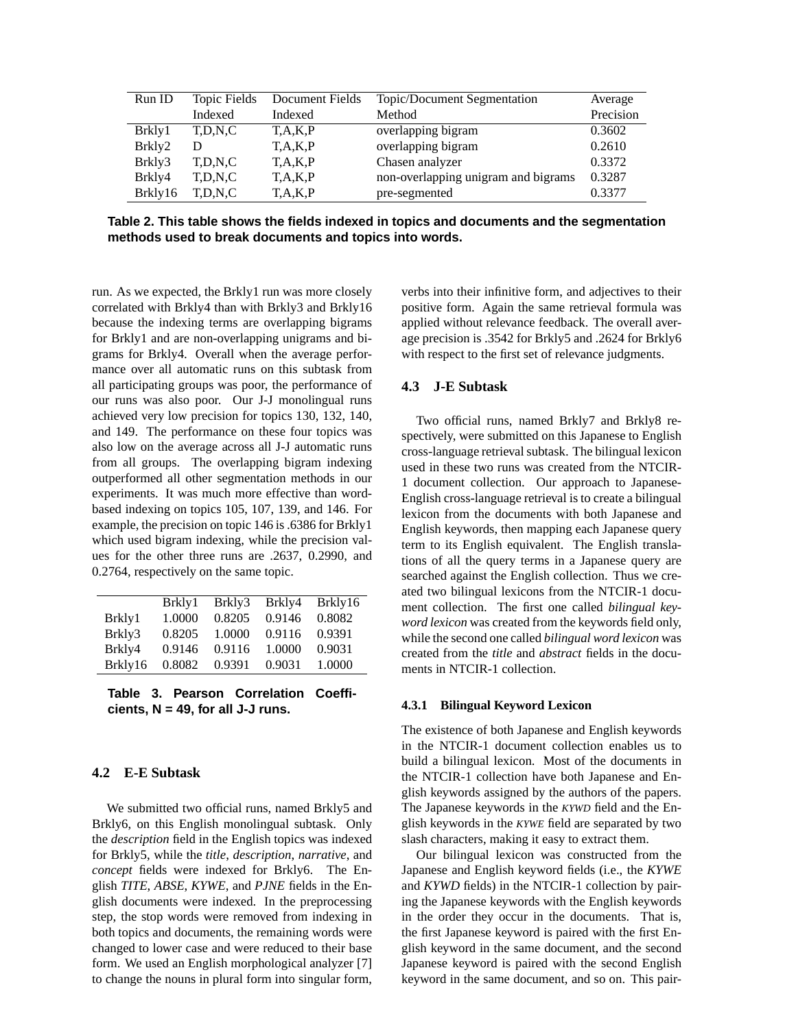| Run ID | Topic Fields Indexed | Document Fields Indexed | Topic/Document Segmentation Method | Average Precision |
|---|---|---|---|---|
| Brkly1 | T,D,N,C | T,A,K,P | overlapping bigram | 0.3602 |
| Brkly2 | D | T,A,K,P | overlapping bigram | 0.2610 |
| Brkly3 | T,D,N,C | T,A,K,P | Chasen analyzer | 0.3372 |
| Brkly4 | T,D,N,C | T,A,K,P | non-overlapping unigram and bigrams | 0.3287 |
| Brkly16 | T,D,N,C | T,A,K,P | pre-segmented | 0.3377 |

**Table 2. This table shows the fields indexed in topics and documents and the segmentation methods used to break documents and topics into words.**

run. As we expected, the Brkly1 run was more closely correlated with Brkly4 than with Brkly3 and Brkly16 because the indexing terms are overlapping bigrams for Brkly1 and are non-overlapping unigrams and bigrams for Brkly4. Overall when the average performance over all automatic runs on this subtask from all participating groups was poor, the performance of our runs was also poor. Our J-J monolingual runs achieved very low precision for topics 130, 132, 140, and 149. The performance on these four topics was also low on the average across all J-J automatic runs from all groups. The overlapping bigram indexing outperformed all other segmentation methods in our experiments. It was much more effective than word-based indexing on topics 105, 107, 139, and 146. For example, the precision on topic 146 is .6386 for Brkly1 which used bigram indexing, while the precision values for the other three runs are .2637, 0.2990, and 0.2764, respectively on the same topic.

| | Brkly1 | Brkly3 | Brkly4 | Brkly16 |
|---|---|---|---|---|
| Brkly1 | 1.0000 | 0.8205 | 0.9146 | 0.8082 |
| Brkly3 | 0.8205 | 1.0000 | 0.9116 | 0.9391 |
| Brkly4 | 0.9146 | 0.9116 | 1.0000 | 0.9031 |
| Brkly16 | 0.8082 | 0.9391 | 0.9031 | 1.0000 |

**Table 3. Pearson Correlation Coefficients, N = 49, for all J-J runs.**

## 4.2 E-E Subtask

We submitted two official runs, named Brkly5 and Brkly6, on this English monolingual subtask. Only the *description* field in the English topics was indexed for Brkly5, while the *title*, *description*, *narrative*, and *concept* fields were indexed for Brkly6. The English *TITE*, *ABSE*, *KYWE*, and *PJNE* fields in the English documents were indexed. In the preprocessing step, the stop words were removed from indexing in both topics and documents, the remaining words were changed to lower case and were reduced to their base form. We used an English morphological analyzer [7] to change the nouns in plural form into singular form, verbs into their infinitive form, and adjectives to their positive form. Again the same retrieval formula was applied without relevance feedback. The overall average precision is .3542 for Brkly5 and .2624 for Brkly6 with respect to the first set of relevance judgments.

## 4.3 J-E Subtask

Two official runs, named Brkly7 and Brkly8 respectively, were submitted on this Japanese to English cross-language retrieval subtask. The bilingual lexicon used in these two runs was created from the NTCIR-1 document collection. Our approach to Japanese-English cross-language retrieval is to create a bilingual lexicon from the documents with both Japanese and English keywords, then mapping each Japanese query term to its English equivalent. The English translations of all the query terms in a Japanese query are searched against the English collection. Thus we created two bilingual lexicons from the NTCIR-1 document collection. The first one called *bilingual keyword lexicon* was created from the keywords field only, while the second one called *bilingual word lexicon* was created from the *title* and *abstract* fields in the documents in NTCIR-1 collection.

### 4.3.1 Bilingual Keyword Lexicon

The existence of both Japanese and English keywords in the NTCIR-1 document collection enables us to build a bilingual lexicon. Most of the documents in the NTCIR-1 collection have both Japanese and English keywords assigned by the authors of the papers. The Japanese keywords in the *KYWD* field and the English keywords in the *KYWE* field are separated by two slash characters, making it easy to extract them.

Our bilingual lexicon was constructed from the Japanese and English keyword fields (i.e., the *KYWE* and *KYWD* fields) in the NTCIR-1 collection by pairing the Japanese keywords with the English keywords in the order they occur in the documents. That is, the first Japanese keyword is paired with the first English keyword in the same document, and the second Japanese keyword is paired with the second English keyword in the same document, and so on. This pair-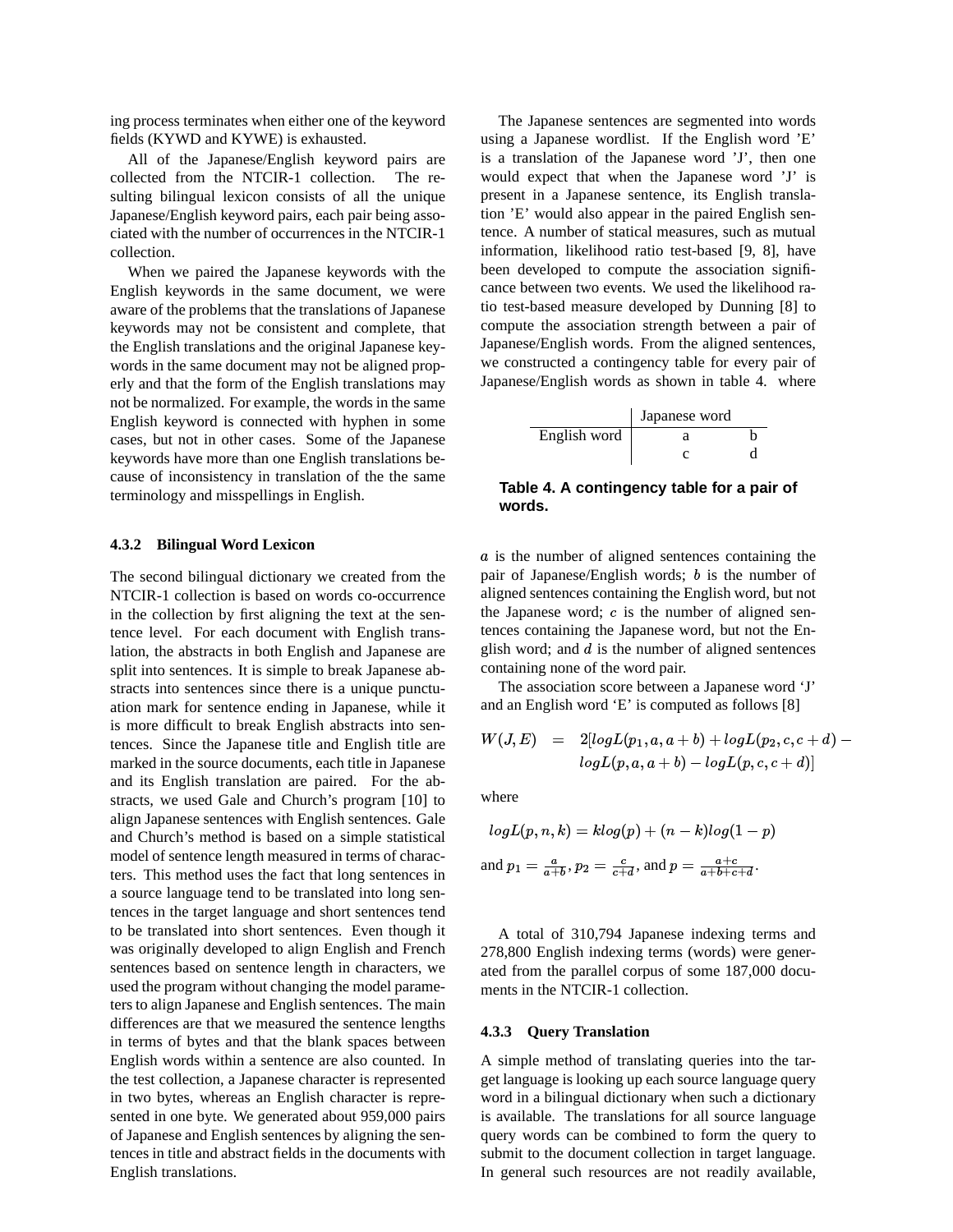ing process terminates when either one of the keyword fields (KYWD and KYWE) is exhausted.

All of the Japanese/English keyword pairs are collected from the NTCIR-1 collection. The resulting bilingual lexicon consists of all the unique Japanese/English keyword pairs, each pair being associated with the number of occurrences in the NTCIR-1 collection.

When we paired the Japanese keywords with the English keywords in the same document, we were aware of the problems that the translations of Japanese keywords may not be consistent and complete, that the English translations and the original Japanese keywords in the same document may not be aligned properly and that the form of the English translations may not be normalized. For example, the words in the same English keyword is connected with hyphen in some cases, but not in other cases. Some of the Japanese keywords have more than one English translations because of inconsistency in translation of the the same terminology and misspellings in English.

#### 4.3.2 Bilingual Word Lexicon

The second bilingual dictionary we created from the NTCIR-1 collection is based on words co-occurrence in the collection by first aligning the text at the sentence level. For each document with English translation, the abstracts in both English and Japanese are split into sentences. It is simple to break Japanese abstracts into sentences since there is a unique punctuation mark for sentence ending in Japanese, while it is more difficult to break English abstracts into sentences. Since the Japanese title and English title are marked in the source documents, each title in Japanese and its English translation are paired. For the abstracts, we used Gale and Church's program [10] to align Japanese sentences with English sentences. Gale and Church's method is based on a simple statistical model of sentence length measured in terms of characters. This method uses the fact that long sentences in a source language tend to be translated into long sentences in the target language and short sentences tend to be translated into short sentences. Even though it was originally developed to align English and French sentences based on sentence length in characters, we used the program without changing the model parameters to align Japanese and English sentences. The main differences are that we measured the sentence lengths in terms of bytes and that the blank spaces between English words within a sentence are also counted. In the test collection, a Japanese character is represented in two bytes, whereas an English character is represented in one byte. We generated about 959,000 pairs of Japanese and English sentences by aligning the sentences in title and abstract fields in the documents with English translations.

The Japanese sentences are segmented into words using a Japanese wordlist. If the English word 'E' is a translation of the Japanese word 'J', then one would expect that when the Japanese word 'J' is present in a Japanese sentence, its English translation 'E' would also appear in the paired English sentence. A number of statical measures, such as mutual information, likelihood ratio test-based [9, 8], have been developed to compute the association significance between two events. We used the likelihood ratio test-based measure developed by Dunning [8] to compute the association strength between a pair of Japanese/English words. From the aligned sentences, we constructed a contingency table for every pair of Japanese/English words as shown in table 4. where

| | Japanese word | |
|---|---|---|
| English word | a | b |
| | c | d |

**Table 4. A contingency table for a pair of words.**

$a$ is the number of aligned sentences containing the pair of Japanese/English words; $b$ is the number of aligned sentences containing the English word, but not the Japanese word; $c$ is the number of aligned sentences containing the Japanese word, but not the English word; and $d$ is the number of aligned sentences containing none of the word pair.

The association score between a Japanese word 'J' and an English word 'E' is computed as follows [8]

$$W(J,E) = 2[logL(p_1, a, a+b) + logL(p_2, c, c+d) - logL(p, a, a+b) - logL(p, c, c+d)]$$

where

$$logL(p, n, k) = klog(p) + (n-k)log(1-p)$$

and $p_1 = \frac{a}{a+b}$, $p_2 = \frac{c}{c+d}$, and $p = \frac{a+c}{a+b+c+d}$.

A total of 310,794 Japanese indexing terms and 278,800 English indexing terms (words) were generated from the parallel corpus of some 187,000 documents in the NTCIR-1 collection.

#### 4.3.3 Query Translation

A simple method of translating queries into the target language is looking up each source language query word in a bilingual dictionary when such a dictionary is available. The translations for all source language query words can be combined to form the query to submit to the document collection in target language. In general such resources are not readily available,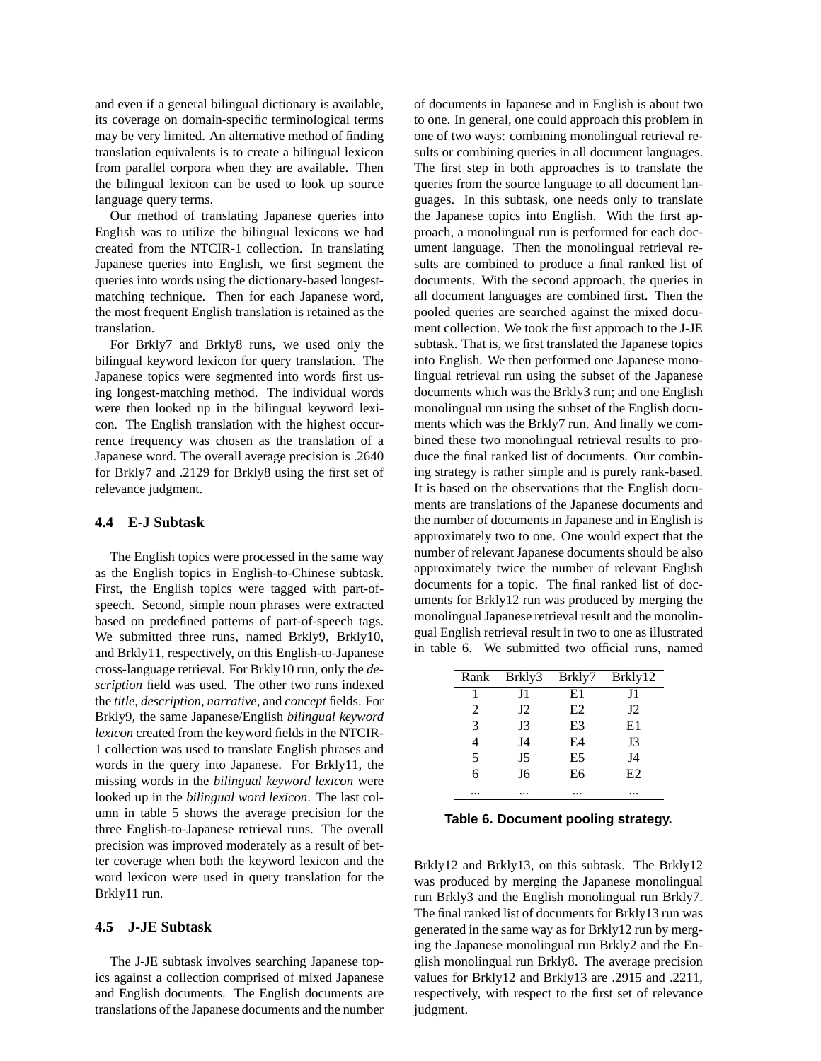and even if a general bilingual dictionary is available, its coverage on domain-specific terminological terms may be very limited. An alternative method of finding translation equivalents is to create a bilingual lexicon from parallel corpora when they are available. Then the bilingual lexicon can be used to look up source language query terms.

Our method of translating Japanese queries into English was to utilize the bilingual lexicons we had created from the NTCIR-1 collection. In translating Japanese queries into English, we first segment the queries into words using the dictionary-based longest-matching technique. Then for each Japanese word, the most frequent English translation is retained as the translation.

For Brkly7 and Brkly8 runs, we used only the bilingual keyword lexicon for query translation. The Japanese topics were segmented into words first using longest-matching method. The individual words were then looked up in the bilingual keyword lexicon. The English translation with the highest occurrence frequency was chosen as the translation of a Japanese word. The overall average precision is .2640 for Brkly7 and .2129 for Brkly8 using the first set of relevance judgment.

### 4.4 E-J Subtask

The English topics were processed in the same way as the English topics in English-to-Chinese subtask. First, the English topics were tagged with part-of-speech. Second, simple noun phrases were extracted based on predefined patterns of part-of-speech tags. We submitted three runs, named Brkly9, Brkly10, and Brkly11, respectively, on this English-to-Japanese cross-language retrieval. For Brkly10 run, only the *description* field was used. The other two runs indexed the *title*, *description*, *narrative*, and *concept* fields. For Brkly9, the same Japanese/English *bilingual keyword lexicon* created from the keyword fields in the NTCIR-1 collection was used to translate English phrases and words in the query into Japanese. For Brkly11, the missing words in the *bilingual keyword lexicon* were looked up in the *bilingual word lexicon*. The last column in table 5 shows the average precision for the three English-to-Japanese retrieval runs. The overall precision was improved moderately as a result of better coverage when both the keyword lexicon and the word lexicon were used in query translation for the Brkly11 run.

### 4.5 J-JE Subtask

The J-JE subtask involves searching Japanese topics against a collection comprised of mixed Japanese and English documents. The English documents are translations of the Japanese documents and the number of documents in Japanese and in English is about two to one. In general, one could approach this problem in one of two ways: combining monolingual retrieval results or combining queries in all document languages. The first step in both approaches is to translate the queries from the source language to all document languages. In this subtask, one needs only to translate the Japanese topics into English. With the first approach, a monolingual run is performed for each document language. Then the monolingual retrieval results are combined to produce a final ranked list of documents. With the second approach, the queries in all document languages are combined first. Then the pooled queries are searched against the mixed document collection. We took the first approach to the J-JE subtask. That is, we first translated the Japanese topics into English. We then performed one Japanese monolingual retrieval run using the subset of the Japanese documents which was the Brkly3 run; and one English monolingual run using the subset of the English documents which was the Brkly7 run. And finally we combined these two monolingual retrieval results to produce the final ranked list of documents. Our combining strategy is rather simple and is purely rank-based. It is based on the observations that the English documents are translations of the Japanese documents and the number of documents in Japanese and in English is approximately two to one. One would expect that the number of relevant Japanese documents should be also approximately twice the number of relevant English documents for a topic. The final ranked list of documents for Brkly12 run was produced by merging the monolingual Japanese retrieval result and the monolingual English retrieval result in two to one as illustrated in table 6. We submitted two official runs, named Brkly12 and Brkly13, on this subtask. The Brkly12 was produced by merging the Japanese monolingual run Brkly3 and the English monolingual run Brkly7. The final ranked list of documents for Brkly13 run was generated in the same way as for Brkly12 run by merging the Japanese monolingual run Brkly2 and the English monolingual run Brkly8. The average precision values for Brkly12 and Brkly13 are .2915 and .2211, respectively, with respect to the first set of relevance judgment.

| Rank | Brkly3 | Brkly7 | Brkly12 |
|---|---|---|---|
| 1 | J1 | E1 | J1 |
| 2 | J2 | E2 | J2 |
| 3 | J3 | E3 | E1 |
| 4 | J4 | E4 | J3 |
| 5 | J5 | E5 | J4 |
| 6 | J6 | E6 | E2 |
| ... | ... | ... | ... |

**Table 6. Document pooling strategy.**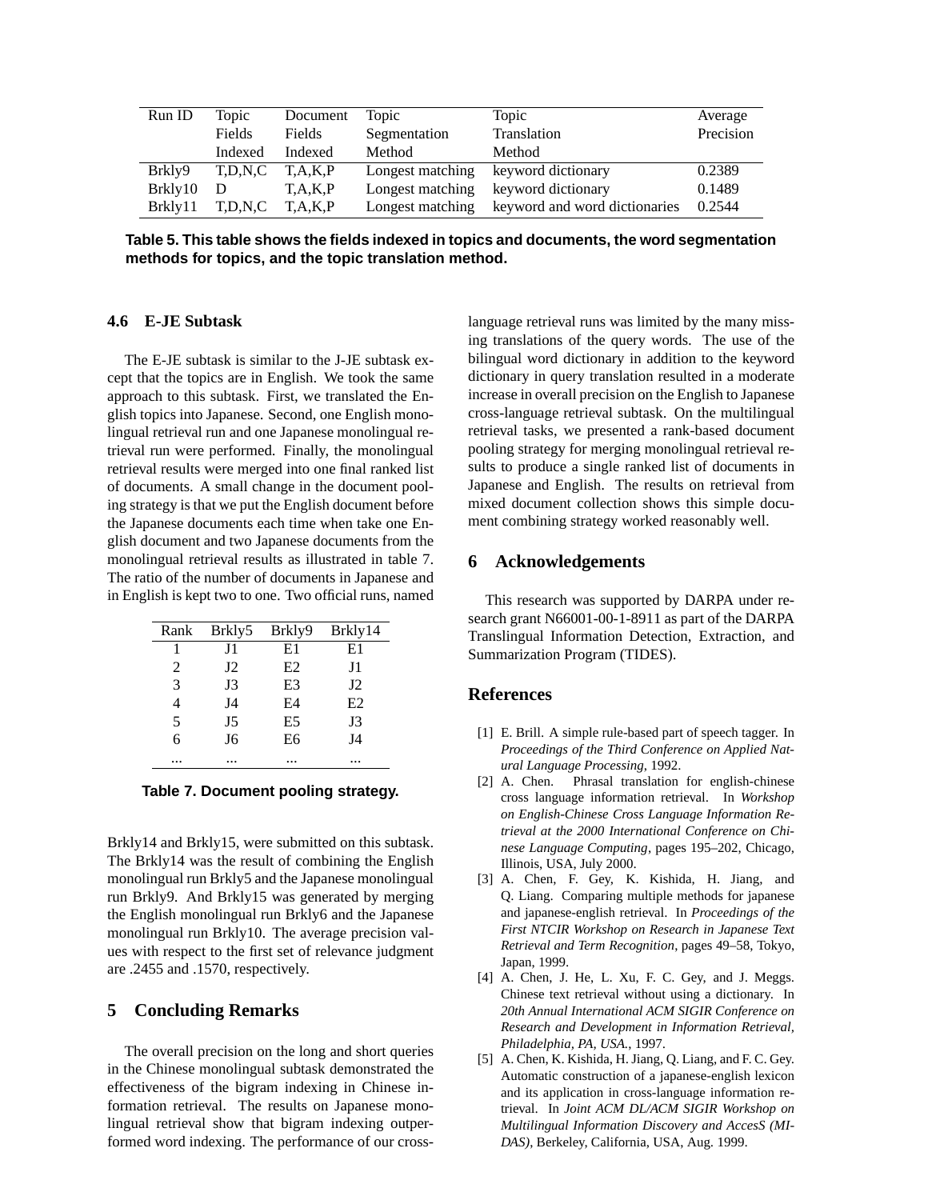| Run ID | Topic Fields Indexed | Document Fields Indexed | Topic Segmentation Method | Topic Translation Method | Average Precision |
|---|---|---|---|---|---|
| Brkly9 | T,D,N,C | T,A,K,P | Longest matching | keyword dictionary | 0.2389 |
| Brkly10 | D | T,A,K,P | Longest matching | keyword dictionary | 0.1489 |
| Brkly11 | T,D,N,C | T,A,K,P | Longest matching | keyword and word dictionaries | 0.2544 |

**Table 5. This table shows the fields indexed in topics and documents, the word segmentation methods for topics, and the topic translation method.**

### 4.6 E-JE Subtask

The E-JE subtask is similar to the J-JE subtask except that the topics are in English. We took the same approach to this subtask. First, we translated the English topics into Japanese. Second, one English monolingual retrieval run and one Japanese monolingual retrieval run were performed. Finally, the monolingual retrieval results were merged into one final ranked list of documents. A small change in the document pooling strategy is that we put the English document before the Japanese documents each time when take one English document and two Japanese documents from the monolingual retrieval results as illustrated in table 7. The ratio of the number of documents in Japanese and in English is kept two to one. Two official runs, named Brkly14 and Brkly15, were submitted on this subtask. The Brkly14 was the result of combining the English monolingual run Brkly5 and the Japanese monolingual run Brkly9. And Brkly15 was generated by merging the English monolingual run Brkly6 and the Japanese monolingual run Brkly10. The average precision values with respect to the first set of relevance judgment are .2455 and .1570, respectively.

| Rank | Brkly5 | Brkly9 | Brkly14 |
|---|---|---|---|
| 1 | J1 | E1 | E1 |
| 2 | J2 | E2 | J1 |
| 3 | J3 | E3 | J2 |
| 4 | J4 | E4 | E2 |
| 5 | J5 | E5 | J3 |
| 6 | J6 | E6 | J4 |
| ... | ... | ... | ... |

**Table 7. Document pooling strategy.**

## 5 Concluding Remarks

The overall precision on the long and short queries in the Chinese monolingual subtask demonstrated the effectiveness of the bigram indexing in Chinese information retrieval. The results on Japanese monolingual retrieval show that bigram indexing outperformed word indexing. The performance of our cross-language retrieval runs was limited by the many missing translations of the query words. The use of the bilingual word dictionary in addition to the keyword dictionary in query translation resulted in a moderate increase in overall precision on the English to Japanese cross-language retrieval subtask. On the multilingual retrieval tasks, we presented a rank-based document pooling strategy for merging monolingual retrieval results to produce a single ranked list of documents in Japanese and English. The results on retrieval from mixed document collection shows this simple document combining strategy worked reasonably well.

## 6 Acknowledgements

This research was supported by DARPA under research grant N66001-00-1-8911 as part of the DARPA Translingual Information Detection, Extraction, and Summarization Program (TIDES).

## References

[1] E. Brill. A simple rule-based part of speech tagger. In *Proceedings of the Third Conference on Applied Natural Language Processing*, 1992.

[2] A. Chen. Phrasal translation for english-chinese cross language information retrieval. In *Workshop on English-Chinese Cross Language Information Retrieval at the 2000 International Conference on Chinese Language Computing*, pages 195–202, Chicago, Illinois, USA, July 2000.

[3] A. Chen, F. Gey, K. Kishida, H. Jiang, and Q. Liang. Comparing multiple methods for japanese and japanese-english retrieval. In *Proceedings of the First NTCIR Workshop on Research in Japanese Text Retrieval and Term Recognition*, pages 49–58, Tokyo, Japan, 1999.

[4] A. Chen, J. He, L. Xu, F. C. Gey, and J. Meggs. Chinese text retrieval without using a dictionary. In *20th Annual International ACM SIGIR Conference on Research and Development in Information Retrieval, Philadelphia, PA, USA.*, 1997.

[5] A. Chen, K. Kishida, H. Jiang, Q. Liang, and F. C. Gey. Automatic construction of a japanese-english lexicon and its application in cross-language information retrieval. In *Joint ACM DL/ACM SIGIR Workshop on Multilingual Information Discovery and AccesS (MIDAS)*, Berkeley, California, USA, Aug. 1999.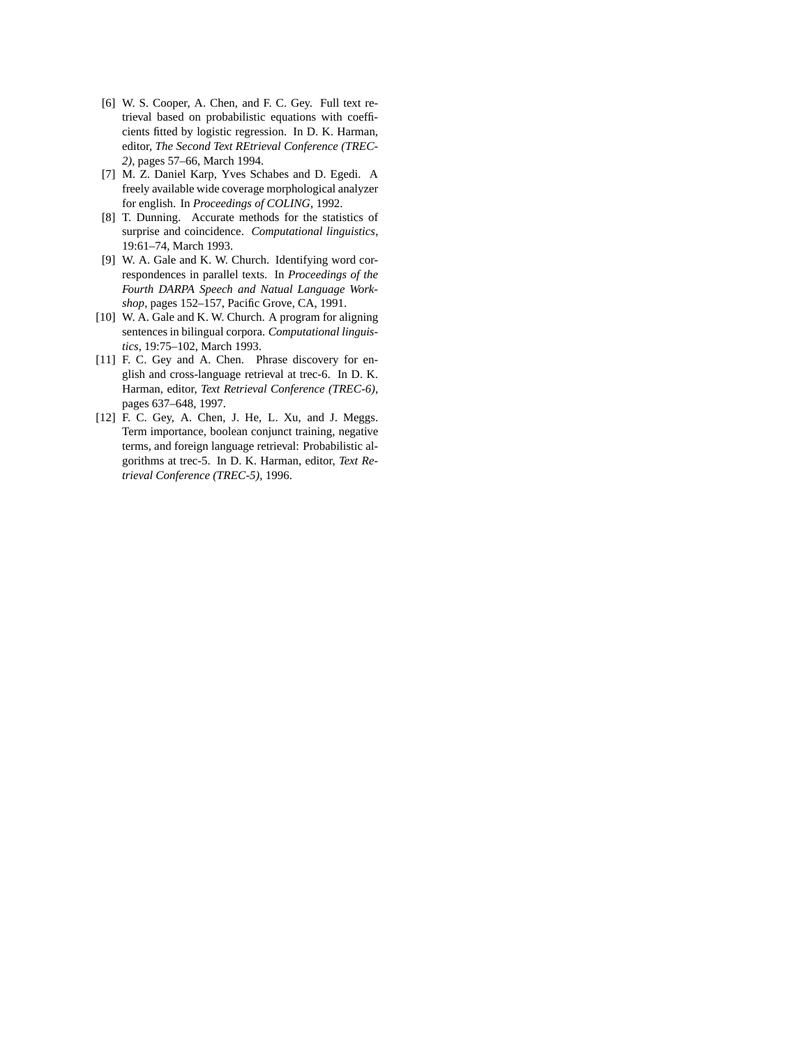[6] W. S. Cooper, A. Chen, and F. C. Gey. Full text retrieval based on probabilistic equations with coefficients fitted by logistic regression. In D. K. Harman, editor, *The Second Text REtrieval Conference (TREC-2)*, pages 57–66, March 1994.

[7] M. Z. Daniel Karp, Yves Schabes and D. Egedi. A freely available wide coverage morphological analyzer for english. In *Proceedings of COLING*, 1992.

[8] T. Dunning. Accurate methods for the statistics of surprise and coincidence. *Computational linguistics*, 19:61–74, March 1993.

[9] W. A. Gale and K. W. Church. Identifying word correspondences in parallel texts. In *Proceedings of the Fourth DARPA Speech and Natual Language Workshop*, pages 152–157, Pacific Grove, CA, 1991.

[10] W. A. Gale and K. W. Church. A program for aligning sentences in bilingual corpora. *Computational linguistics*, 19:75–102, March 1993.

[11] F. C. Gey and A. Chen. Phrase discovery for english and cross-language retrieval at trec-6. In D. K. Harman, editor, *Text Retrieval Conference (TREC-6)*, pages 637–648, 1997.

[12] F. C. Gey, A. Chen, J. He, L. Xu, and J. Meggs. Term importance, boolean conjunct training, negative terms, and foreign language retrieval: Probabilistic algorithms at trec-5. In D. K. Harman, editor, *Text Retrieval Conference (TREC-5)*, 1996.